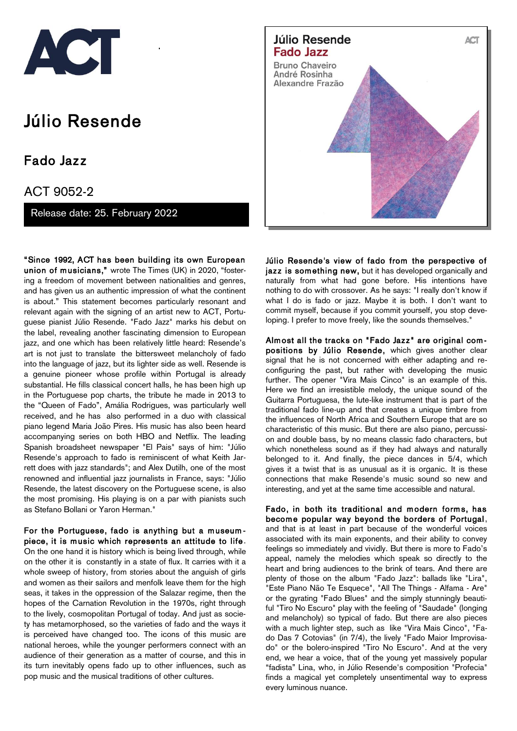ACT

# Júlio Resende

## Fado Jazz

ACT 9052-2

Release date: 25. February 2022

Júlio Resende
Fado Jazz
Bruno Chaveiro
André Rosinha
Alexandre Frazão

**"Since 1992, ACT has been building its own European union of musicians,"** wrote The Times (UK) in 2020, "fostering a freedom of movement between nationalities and genres, and has given us an authentic impression of what the continent is about." This statement becomes particularly resonant and relevant again with the signing of an artist new to ACT, Portuguese pianist Júlio Resende. "Fado Jazz" marks his debut on the label, revealing another fascinating dimension to European jazz, and one which has been relatively little heard: Resende's art is not just to translate the bittersweet melancholy of fado into the language of jazz, but its lighter side as well. Resende is a genuine pioneer whose profile within Portugal is already substantial. He fills classical concert halls, he has been high up in the Portuguese pop charts, the tribute he made in 2013 to the "Queen of Fado", Amália Rodrigues, was particularly well received, and he has also performed in a duo with classical piano legend Maria João Pires. His music has also been heard accompanying series on both HBO and Netflix. The leading Spanish broadsheet newspaper "El Pais" says of him: "Júlio Resende's approach to fado is reminiscent of what Keith Jarrett does with jazz standards"; and Alex Dutilh, one of the most renowned and influential jazz journalists in France, says: "Júlio Resende, the latest discovery on the Portuguese scene, is also the most promising. His playing is on a par with pianists such as Stefano Bollani or Yaron Herman."

**For the Portuguese, fado is anything but a museum-piece, it is music which represents an attitude to life.** On the one hand it is history which is being lived through, while on the other it is constantly in a state of flux. It carries with it a whole sweep of history, from stories about the anguish of girls and women as their sailors and menfolk leave them for the high seas, it takes in the oppression of the Salazar regime, then the hopes of the Carnation Revolution in the 1970s, right through to the lively, cosmopolitan Portugal of today. And just as society has metamorphosed, so the varieties of fado and the ways it is perceived have changed too. The icons of this music are national heroes, while the younger performers connect with an audience of their generation as a matter of course, and this in its turn inevitably opens fado up to other influences, such as pop music and the musical traditions of other cultures.

**Júlio Resende's view of fado from the perspective of jazz is something new,** but it has developed organically and naturally from what had gone before. His intentions have nothing to do with crossover. As he says: "I really don't know if what I do is fado or jazz. Maybe it is both. I don't want to commit myself, because if you commit yourself, you stop developing. I prefer to move freely, like the sounds themselves."

**Almost all the tracks on "Fado Jazz" are original compositions by Júlio Resende,** which gives another clear signal that he is not concerned with either adapting and re-configuring the past, but rather with developing the music further. The opener "Vira Mais Cinco" is an example of this. Here we find an irresistible melody, the unique sound of the Guitarra Portuguesa, the lute-like instrument that is part of the traditional fado line-up and that creates a unique timbre from the influences of North Africa and Southern Europe that are so characteristic of this music. But there are also piano, percussion and double bass, by no means classic fado characters, but which nonetheless sound as if they had always and naturally belonged to it. And finally, the piece dances in 5/4, which gives it a twist that is as unusual as it is organic. It is these connections that make Resende's music sound so new and interesting, and yet at the same time accessible and natural.

**Fado, in both its traditional and modern forms, has become popular way beyond the borders of Portugal**, and that is at least in part because of the wonderful voices associated with its main exponents, and their ability to convey feelings so immediately and vividly. But there is more to Fado's appeal, namely the melodies which speak so directly to the heart and bring audiences to the brink of tears. And there are plenty of those on the album "Fado Jazz": ballads like "Lira", "Este Piano Não Te Esquece", "All The Things - Alfama - Are" or the gyrating "Fado Blues" and the simply stunningly beautiful "Tiro No Escuro" play with the feeling of "Saudade" (longing and melancholy) so typical of fado. But there are also pieces with a much lighter step, such as like "Vira Mais Cinco", "Fado Das 7 Cotovias" (in 7/4), the lively "Fado Maior Improvisado" or the bolero-inspired "Tiro No Escuro". And at the very end, we hear a voice, that of the young yet massively popular "fadista" Lina, who, in Júlio Resende's composition "Profecia" finds a magical yet completely unsentimental way to express every luminous nuance.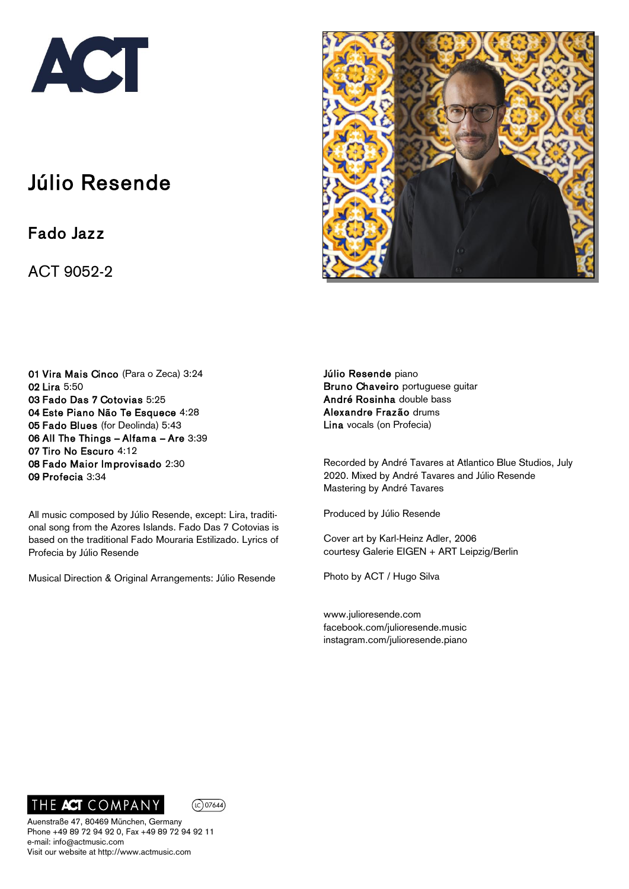# Júlio Resende

## Fado Jazz

ACT 9052-2

**01 Vira Mais Cinco** (Para o Zeca) 3:24
**02 Lira** 5:50
**03 Fado Das 7 Cotovias** 5:25
**04 Este Piano Não Te Esquece** 4:28
**05 Fado Blues** (for Deolinda) 5:43
**06 All The Things – Alfama – Are** 3:39
**07 Tiro No Escuro** 4:12
**08 Fado Maior Improvisado** 2:30
**09 Profecia** 3:34

All music composed by Júlio Resende, except: Lira, traditional song from the Azores Islands. Fado Das 7 Cotovias is based on the traditional Fado Mouraria Estilizado. Lyrics of Profecia by Júlio Resende

Musical Direction & Original Arrangements: Júlio Resende

**Júlio Resende** piano
**Bruno Chaveiro** portuguese guitar
**André Rosinha** double bass
**Alexandre Frazão** drums
**Lina** vocals (on Profecia)

Recorded by André Tavares at Atlantico Blue Studios, July 2020. Mixed by André Tavares and Júlio Resende
Mastering by André Tavares

Produced by Júlio Resende

Cover art by Karl-Heinz Adler, 2006
courtesy Galerie EIGEN + ART Leipzig/Berlin

Photo by ACT / Hugo Silva

www.julioresende.com
facebook.com/julioresende.music
instagram.com/julioresende.piano

THE ACT COMPANY

LC 07644

Auenstraße 47, 80469 München, Germany
Phone +49 89 72 94 92 0, Fax +49 89 72 94 92 11
e-mail: info@actmusic.com
Visit our website at http://www.actmusic.com